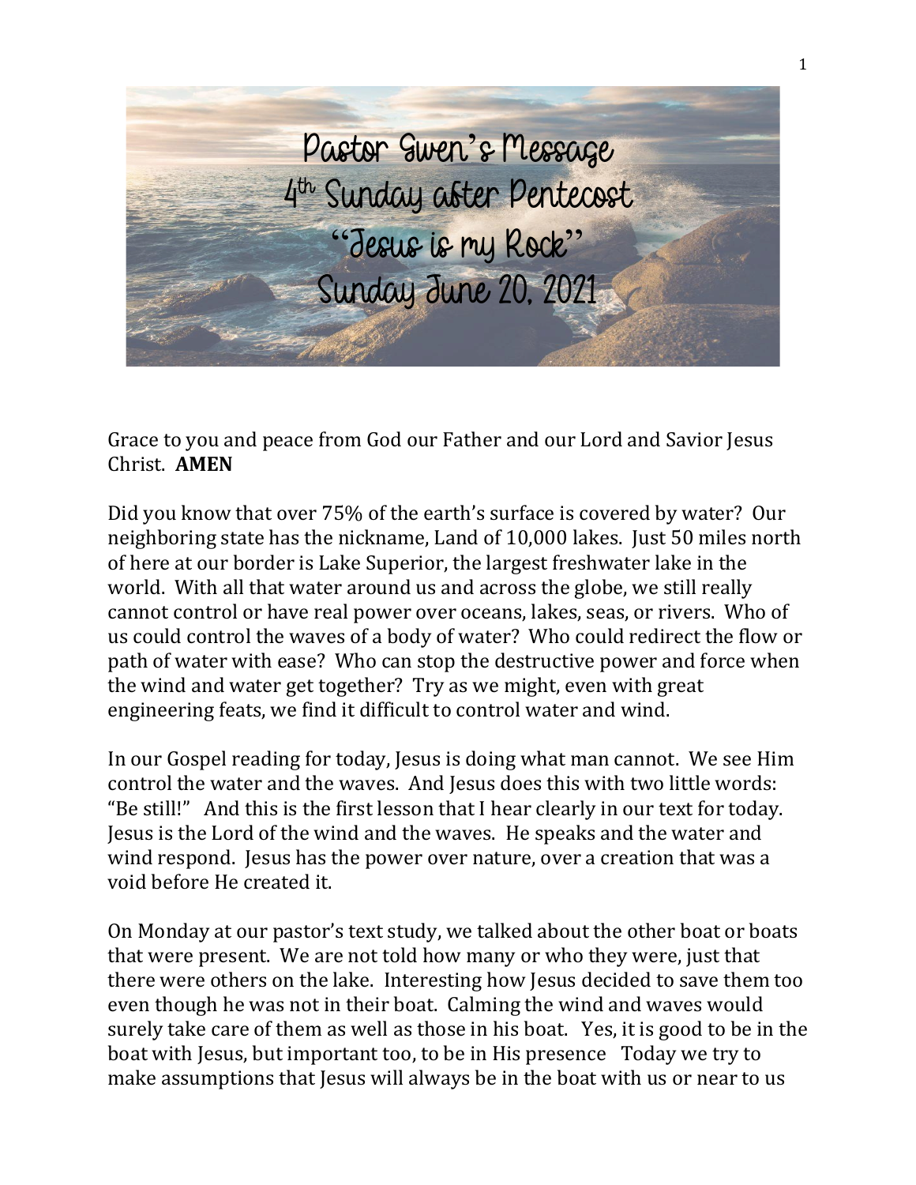# Pastor Gwen's Message
## 4th Sunday after Pentecost
## "Jesus is my Rock"
## Sunday June 20, 2021

Grace to you and peace from God our Father and our Lord and Savior Jesus Christ. **AMEN**

Did you know that over 75% of the earth's surface is covered by water? Our neighboring state has the nickname, Land of 10,000 lakes. Just 50 miles north of here at our border is Lake Superior, the largest freshwater lake in the world. With all that water around us and across the globe, we still really cannot control or have real power over oceans, lakes, seas, or rivers. Who of us could control the waves of a body of water? Who could redirect the flow or path of water with ease? Who can stop the destructive power and force when the wind and water get together? Try as we might, even with great engineering feats, we find it difficult to control water and wind.

In our Gospel reading for today, Jesus is doing what man cannot. We see Him control the water and the waves. And Jesus does this with two little words: "Be still!" And this is the first lesson that I hear clearly in our text for today. Jesus is the Lord of the wind and the waves. He speaks and the water and wind respond. Jesus has the power over nature, over a creation that was a void before He created it.

On Monday at our pastor's text study, we talked about the other boat or boats that were present. We are not told how many or who they were, just that there were others on the lake. Interesting how Jesus decided to save them too even though he was not in their boat. Calming the wind and waves would surely take care of them as well as those in his boat. Yes, it is good to be in the boat with Jesus, but important too, to be in His presence Today we try to make assumptions that Jesus will always be in the boat with us or near to us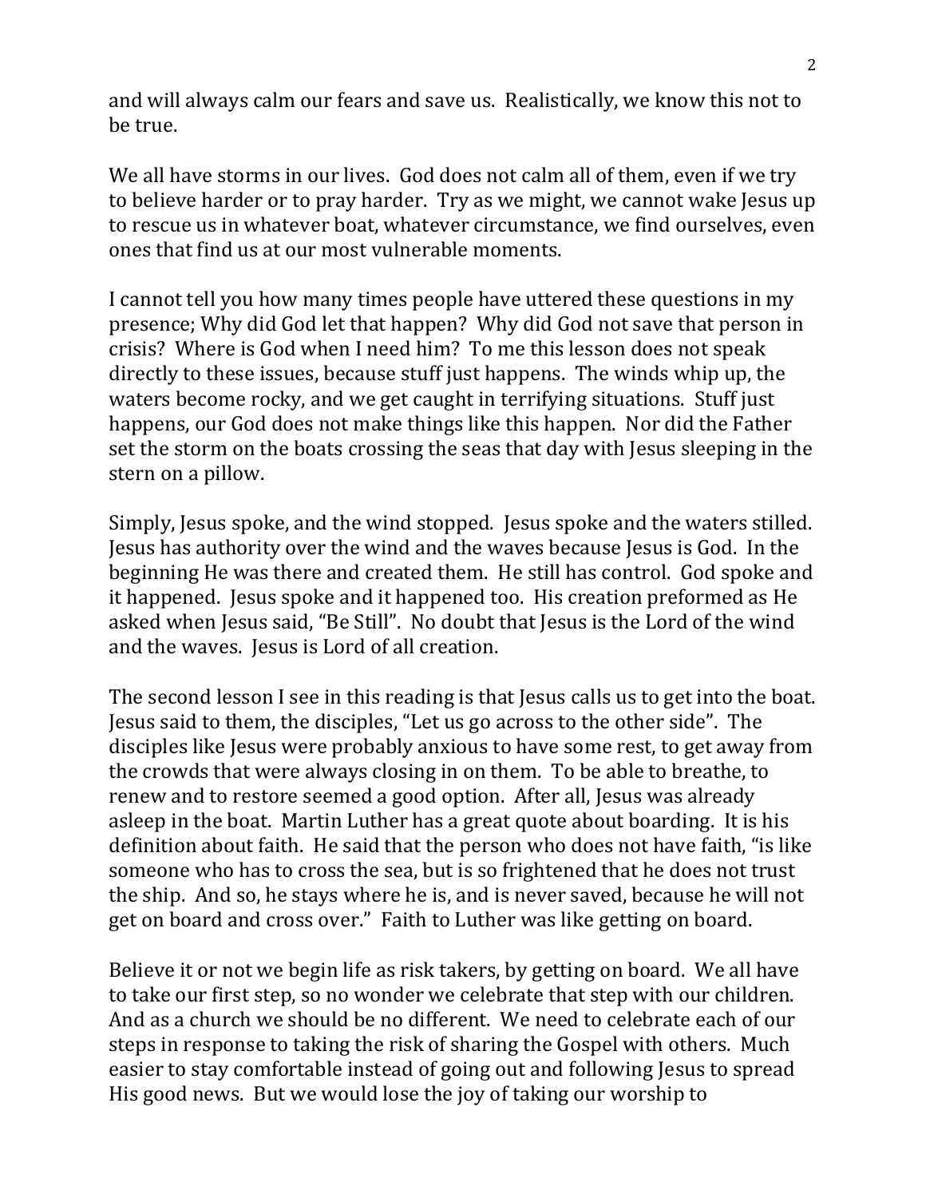and will always calm our fears and save us. Realistically, we know this not to be true.

We all have storms in our lives. God does not calm all of them, even if we try to believe harder or to pray harder. Try as we might, we cannot wake Jesus up to rescue us in whatever boat, whatever circumstance, we find ourselves, even ones that find us at our most vulnerable moments.

I cannot tell you how many times people have uttered these questions in my presence; Why did God let that happen? Why did God not save that person in crisis? Where is God when I need him? To me this lesson does not speak directly to these issues, because stuff just happens. The winds whip up, the waters become rocky, and we get caught in terrifying situations. Stuff just happens, our God does not make things like this happen. Nor did the Father set the storm on the boats crossing the seas that day with Jesus sleeping in the stern on a pillow.

Simply, Jesus spoke, and the wind stopped. Jesus spoke and the waters stilled. Jesus has authority over the wind and the waves because Jesus is God. In the beginning He was there and created them. He still has control. God spoke and it happened. Jesus spoke and it happened too. His creation preformed as He asked when Jesus said, "Be Still". No doubt that Jesus is the Lord of the wind and the waves. Jesus is Lord of all creation.

The second lesson I see in this reading is that Jesus calls us to get into the boat. Jesus said to them, the disciples, "Let us go across to the other side". The disciples like Jesus were probably anxious to have some rest, to get away from the crowds that were always closing in on them. To be able to breathe, to renew and to restore seemed a good option. After all, Jesus was already asleep in the boat. Martin Luther has a great quote about boarding. It is his definition about faith. He said that the person who does not have faith, "is like someone who has to cross the sea, but is so frightened that he does not trust the ship. And so, he stays where he is, and is never saved, because he will not get on board and cross over." Faith to Luther was like getting on board.

Believe it or not we begin life as risk takers, by getting on board. We all have to take our first step, so no wonder we celebrate that step with our children. And as a church we should be no different. We need to celebrate each of our steps in response to taking the risk of sharing the Gospel with others. Much easier to stay comfortable instead of going out and following Jesus to spread His good news. But we would lose the joy of taking our worship to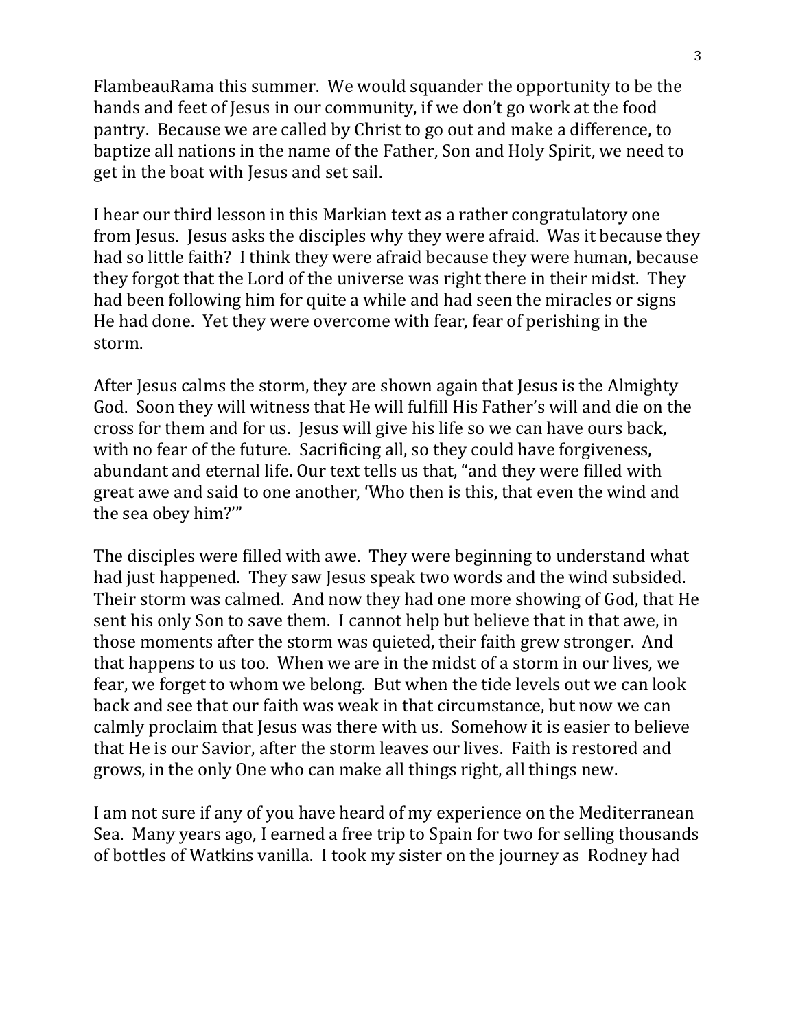FlambeauRama this summer. We would squander the opportunity to be the hands and feet of Jesus in our community, if we don't go work at the food pantry. Because we are called by Christ to go out and make a difference, to baptize all nations in the name of the Father, Son and Holy Spirit, we need to get in the boat with Jesus and set sail.

I hear our third lesson in this Markian text as a rather congratulatory one from Jesus. Jesus asks the disciples why they were afraid. Was it because they had so little faith? I think they were afraid because they were human, because they forgot that the Lord of the universe was right there in their midst. They had been following him for quite a while and had seen the miracles or signs He had done. Yet they were overcome with fear, fear of perishing in the storm.

After Jesus calms the storm, they are shown again that Jesus is the Almighty God. Soon they will witness that He will fulfill His Father's will and die on the cross for them and for us. Jesus will give his life so we can have ours back, with no fear of the future. Sacrificing all, so they could have forgiveness, abundant and eternal life. Our text tells us that, "and they were filled with great awe and said to one another, 'Who then is this, that even the wind and the sea obey him?'"

The disciples were filled with awe. They were beginning to understand what had just happened. They saw Jesus speak two words and the wind subsided. Their storm was calmed. And now they had one more showing of God, that He sent his only Son to save them. I cannot help but believe that in that awe, in those moments after the storm was quieted, their faith grew stronger. And that happens to us too. When we are in the midst of a storm in our lives, we fear, we forget to whom we belong. But when the tide levels out we can look back and see that our faith was weak in that circumstance, but now we can calmly proclaim that Jesus was there with us. Somehow it is easier to believe that He is our Savior, after the storm leaves our lives. Faith is restored and grows, in the only One who can make all things right, all things new.

I am not sure if any of you have heard of my experience on the Mediterranean Sea. Many years ago, I earned a free trip to Spain for two for selling thousands of bottles of Watkins vanilla. I took my sister on the journey as Rodney had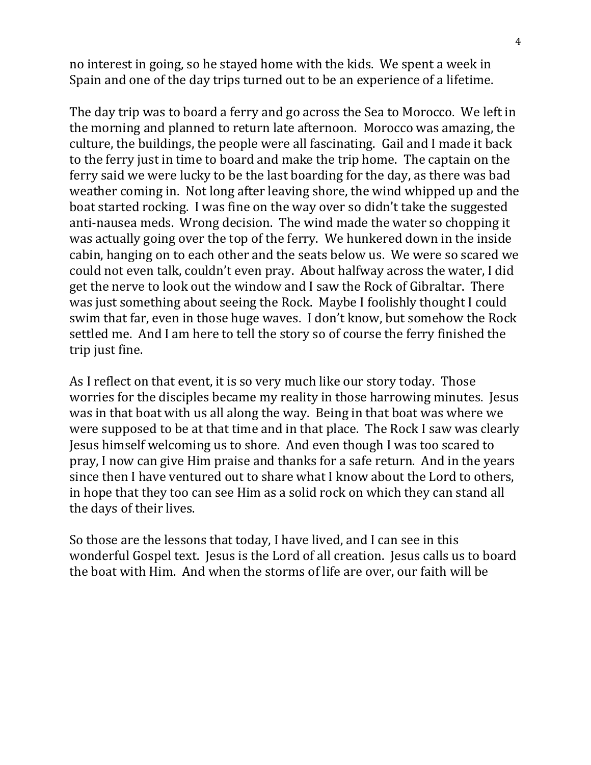no interest in going, so he stayed home with the kids. We spent a week in Spain and one of the day trips turned out to be an experience of a lifetime.

The day trip was to board a ferry and go across the Sea to Morocco. We left in the morning and planned to return late afternoon. Morocco was amazing, the culture, the buildings, the people were all fascinating. Gail and I made it back to the ferry just in time to board and make the trip home. The captain on the ferry said we were lucky to be the last boarding for the day, as there was bad weather coming in. Not long after leaving shore, the wind whipped up and the boat started rocking. I was fine on the way over so didn't take the suggested anti-nausea meds. Wrong decision. The wind made the water so chopping it was actually going over the top of the ferry. We hunkered down in the inside cabin, hanging on to each other and the seats below us. We were so scared we could not even talk, couldn't even pray. About halfway across the water, I did get the nerve to look out the window and I saw the Rock of Gibraltar. There was just something about seeing the Rock. Maybe I foolishly thought I could swim that far, even in those huge waves. I don't know, but somehow the Rock settled me. And I am here to tell the story so of course the ferry finished the trip just fine.

As I reflect on that event, it is so very much like our story today. Those worries for the disciples became my reality in those harrowing minutes. Jesus was in that boat with us all along the way. Being in that boat was where we were supposed to be at that time and in that place. The Rock I saw was clearly Jesus himself welcoming us to shore. And even though I was too scared to pray, I now can give Him praise and thanks for a safe return. And in the years since then I have ventured out to share what I know about the Lord to others, in hope that they too can see Him as a solid rock on which they can stand all the days of their lives.

So those are the lessons that today, I have lived, and I can see in this wonderful Gospel text. Jesus is the Lord of all creation. Jesus calls us to board the boat with Him. And when the storms of life are over, our faith will be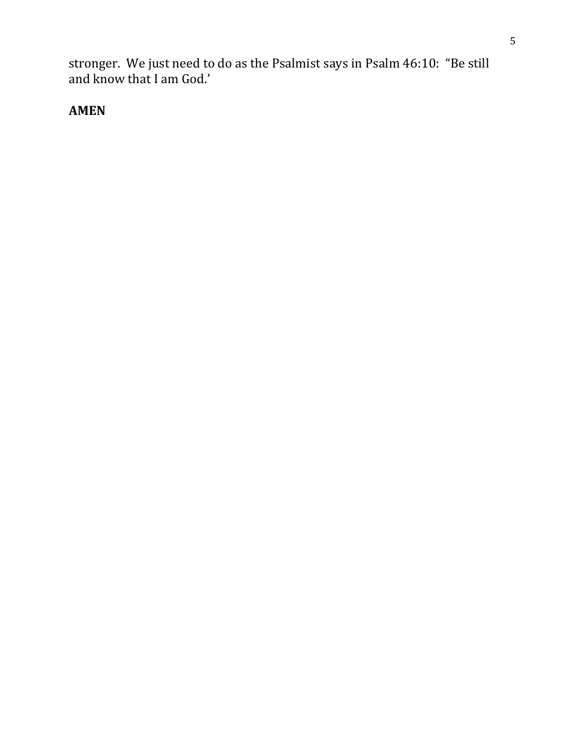stronger. We just need to do as the Psalmist says in Psalm 46:10: "Be still and know that I am God.'

**AMEN**